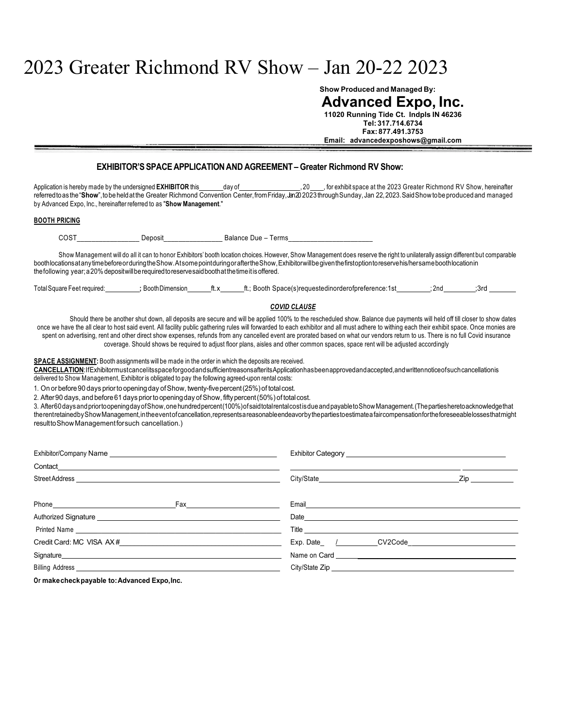# 2023 Greater Richmond RV Show – Jan 20-22 2023

**Show Produced and Managed By:**

## Advanced Expo, Inc.

**11020 Running Tide Ct. Indpls IN 46236**
**Tel: 317.714.6734**
**Fax: 877.491.3753**
**Email: advancedexposhows@gmail.com**

### EXHIBITOR'S SPACE APPLICATION AND AGREEMENT – Greater Richmond RV Show:

Application is hereby made by the undersigned **EXHIBITOR** this_______day of_________________, 20____, for exhibit space at the 2023 Greater Richmond RV Show, hereinafter referred to as the "**Show**", to be held at the Greater Richmond Convention Center, from Friday, Jan 20 2023 through Sunday, Jan 22, 2023. Said Show to be produced and managed by Advanced Expo, Inc., hereinafter referred to as "**Show Management**."

**BOOTH PRICING**

COST________________ Deposit_______________ Balance Due – Terms______________________

Show Management will do all it can to honor Exhibitors' booth location choices. However, Show Management does reserve the right to unilaterally assign different but comparable booth locations at any time before or during the Show. At some point during or after the Show, Exhibitor will be given the first option to reserve his/her same booth location in the following year; a 20% deposit will be required to reserve said booth at the time it is offered.

Total Square Feet required:__________; Booth Dimension_______ft. x_______ft.; Booth Space(s) requested in order of preference: 1st_________; 2nd_________; 3rd________

***COVID CLAUSE***

Should there be another shut down, all deposits are secure and will be applied 100% to the rescheduled show. Balance due payments will held off till closer to show dates once we have the all clear to host said event. All facility public gathering rules will forwarded to each exhibitor and all must adhere to withing each their exhibit space. Once monies are spent on advertising, rent and other direct show expenses, refunds from any cancelled event are prorated based on what our vendors return to us. There is no full Covid insurance coverage. Should shows be required to adjust floor plans, aisles and other common spaces, space rent will be adjusted accordingly

**SPACE ASSIGNMENT:** Booth assignments will be made in the order in which the deposits are received.

**CANCELLATION**: If Exhibitor must cancel its space for good and sufficient reasons after its Application has been approved and accepted, and written notice of such cancellation is delivered to Show Management, Exhibitor is obligated to pay the following agreed-upon rental costs:

1. On or before 90 days prior to opening day of Show, twenty-five percent (25%) of total cost.
2. After 90 days, and before 61 days prior to opening day of Show, fifty percent (50%) of total cost.
3. After 60 days and prior to opening day of Show, one hundred percent (100%) of said total rental cost is due and payable to Show Management. (The parties hereto acknowledge that the rent retained by Show Management, in the event of cancellation, represents a reasonable endeavor by the parties to estimate a fair compensation for the foreseeable losses that might result to Show Management for such cancellation.)

Exhibitor/Company Name ______________________________ Exhibitor Category ______________________________

Contact______________________________ ______________________________

Street Address ______________________________ City/State______________________________ Zip __________

Phone____________________ Fax____________________ Email______________________________

Authorized Signature ______________________________ Date______________________________

Printed Name ______________________________ Title ______________________________

Credit Card: MC VISA AX #______________________________ Exp. Date____/________ CV2Code____________________

Signature______________________________ Name on Card ______________________________

Billing Address ______________________________ City/State Zip ______________________________

**Or make check payable to: Advanced Expo, Inc.**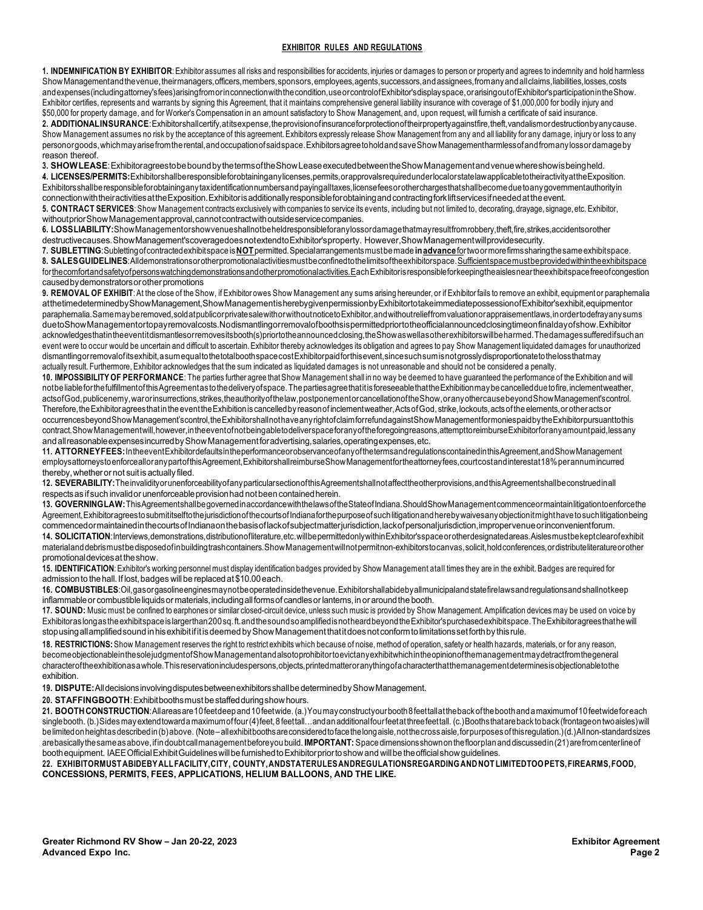## EXHIBITOR RULES AND REGULATIONS

**1. INDEMNIFICATION BY EXHIBITOR**: Exhibitor assumes all risks and responsibilities for accidents, injuries or damages to person or property and agrees to indemnity and hold harmless Show Management and the venue, their managers, officers, members, sponsors, employees, agents, successors, and assignees, from any and all claims, liabilities, losses, costs and expenses (including attorney's fees) arising from or in connection with the condition, use or control of Exhibitor's display space, or arising out of Exhibitor's participation in the Show. Exhibitor certifies, represents and warrants by signing this Agreement, that it maintains comprehensive general liability insurance with coverage of $1,000,000 for bodily injury and $50,000 for property damage, and for Worker's Compensation in an amount satisfactory to Show Management, and, upon request, will furnish a certificate of said insurance.

**2. ADDITIONAL INSURANCE**: Exhibitor shall certify, at its expense, the provision of insurance for protection of their property against fire, theft, vandalism or destruction by any cause. Show Management assumes no risk by the acceptance of this agreement. Exhibitors expressly release Show Management from any and all liability for any damage, injury or loss to any person or goods, which may arise from the rental, and occupation of said space. Exhibitors agree to hold and save Show Management harmless of and from any loss or damage by reason thereof.

**3. SHOW LEASE**: Exhibitor agrees to be bound by the terms of the Show Lease executed between the Show Management and venue where show is being held.

**4. LICENSES/PERMITS:** Exhibitors shall be responsible for obtaining any licenses, permits, or approvals required under local or state law applicable to their activity at the Exposition. Exhibitors shall be responsible for obtaining any tax identification numbers and paying all taxes, license fees or other charges that shall become due to any government authority in connection with their activities at the Exposition. Exhibitor is additionally responsible for obtaining and contracting forklift services if needed at the event.

**5. CONTRACT SERVICES**: Show Management contracts exclusively with companies to service its events, including but not limited to, decorating, drayage, signage, etc. Exhibitor, without prior Show Management approval, cannot contract with outside service companies.

**6. LOSS LIABILITY:** Show Management or show venue shall not be held responsible for any loss or damage that may result from robbery, theft, fire, strikes, accidents or other destructive causes. Show Management's coverage does not extend to Exhibitor's property. However, Show Management will provide security.

**7. SUBLETTING**: Subletting of contracted exhibit space is **NOT** permitted. Special arrangements must be made **in advance** for two or more firms sharing the same exhibit space.

**8. SALES GUIDELINES**: All demonstrations or other promotional activities must be confined to the limits of the exhibitor space. Sufficient space must be provided within the exhibit space for the comfort and safety of persons watching demonstrations and other promotional activities. Each Exhibitor is responsible for keeping the aisles near the exhibit space free of congestion caused by demonstrators or other promotions

**9. REMOVAL OF EXHIBIT**: At the close of the Show, if Exhibitor owes Show Management any sums arising hereunder, or if Exhibitor fails to remove an exhibit, equipment or paraphernalia at the time determined by Show Management, Show Management is hereby given permission by Exhibitor to take immediate possession of Exhibitor's exhibit, equipment or paraphernalia. Same may be removed, sold at public or private sale with or without notice to Exhibitor, and without relief from valuation or appraisement laws, in order to defray any sums due to Show Management or to pay removal costs. No dismantling or removal of booths is permitted prior to the official announced closing time on final day of show. Exhibitor acknowledges that in the event it dismantles or removes its booth(s) prior to the announced closing, the Show as well as other exhibitors will be harmed. The damages suffered if such an event were to occur would be uncertain and difficult to ascertain. Exhibitor thereby acknowledges its obligation and agrees to pay Show Management liquidated damages for unauthorized dismantling or removal of its exhibit, a sum equal to the total booth space cost Exhibitor paid for this event, since such sum is not grossly disproportionate to the loss that may actually result. Furthermore, Exhibitor acknowledges that the sum indicated as liquidated damages is not unreasonable and should not be considered a penalty.

**10. IMPOSSIBILITY OF PERFORMANCE**: The parties further agree that Show Management shall in no way be deemed to have guaranteed the performance of the Exhibition and will not be liable for the fulfillment of this Agreement as to the delivery of space. The parties agree that it is foreseeable that the Exhibition may be cancelled due to fire, inclement weather, acts of God, public enemy, war or insurrections, strikes, the authority of the law, postponement or cancellation of the Show, or any other cause beyond Show Management's control. Therefore, the Exhibitor agrees that in the event the Exhibition is cancelled by reason of inclement weather, Acts of God, strike, lockouts, acts of the elements, or other acts or occurrences beyond Show Management's control, the Exhibitor shall not have any right of claim for refund against Show Management for monies paid by the Exhibitor pursuant to this contract. Show Management will, however, in the event of not being able to deliver space for any of the foregoing reasons, attempt to reimburse Exhibitor for any amount paid, less any and all reasonable expenses incurred by Show Management for advertising, salaries, operating expenses, etc.

**11. ATTORNEY FEES:** In the event Exhibitor defaults in the performance or observance of any of the terms and regulations contained in this Agreement, and Show Management employs attorneys to enforce all or any part of this Agreement, Exhibitor shall reimburse Show Management for the attorney fees, court costs and interest at 18% per annum incurred thereby, whether or not suit is actually filed.

**12. SEVERABILITY:** The invalidity or unenforceability of any particular section of this Agreement shall not affect the other provisions, and this Agreement shall be construed in all respects as if such invalid or unenforceable provision had not been contained herein.

**13. GOVERNING LAW:** This Agreement shall be governed in accordance with the laws of the State of Indiana. Should Show Management commence or maintain litigation to enforce the Agreement, Exhibitor agrees to submit itself to the jurisdiction of the courts of Indiana for the purpose of such litigation and hereby waives any objection it might have to such litigation being commenced or maintained in the courts of Indiana on the basis of lack of subject matter jurisdiction, lack of personal jurisdiction, improper venue or inconvenient forum.

**14. SOLICITATION**: Interviews, demonstrations, distribution of literature, etc. will be permitted only within Exhibitor's space or other designated areas. Aisles must be kept clear of exhibit material and debris must be disposed of in building trash containers. Show Management will not permit non-exhibitors to canvas, solicit, hold conferences, or distribute literature or other promotional devices at the show.

**15. IDENTIFICATION**: Exhibitor's working personnel must display identification badges provided by Show Management at all times they are in the exhibit. Badges are required for admission to the hall. If lost, badges will be replaced at $10.00 each.

**16. COMBUSTIBLES**: Oil, gas or gasoline engines may not be operated inside the venue. Exhibitors shall abide by all municipal and state fire laws and regulations and shall not keep inflammable or combustible liquids or materials, including all forms of candles or lanterns, in or around the booth.

**17. SOUND:** Music must be confined to earphones or similar closed-circuit device, unless such music is provided by Show Management. Amplification devices may be used on voice by Exhibitor as long as the exhibit space is larger than 200 sq. ft. and the sound so amplified is not heard beyond the Exhibitor's purchased exhibit space. The Exhibitor agrees that he will stop using all amplified sound in his exhibit if it is deemed by Show Management that it does not conform to limitations set forth by this rule.

**18. RESTRICTIONS:** Show Management reserves the right to restrict exhibits which because of noise, method of operation, safety or health hazards, materials, or for any reason, become objectionable in the sole judgment of Show Management and also to prohibit or to evict any exhibit which in the opinion of the management may detract from the general character of the exhibition as a whole. This reservation includes persons, objects, printed matter or anything of a character that the management determines is objectionable to the exhibition.

**19. DISPUTE:** All decisions involving disputes between exhibitors shall be determined by Show Management.

**20. STAFFING BOOTH**: Exhibit booths must be staffed during show hours.

**21. BOOTH CONSTRUCTION**: All areas are 10 feet deep and 10 feet wide. (a.) You may construct your booth 8 feet tall at the back of the booth and a maximum of 10 feet wide for each single booth. (b.) Sides may extend toward a maximum of four (4) feet, 8 feet tall…and an additional four feet at three feet tall. (c.) Booths that are back to back (frontage on two aisles) will be limited on height as described in (b) above. (Note – all exhibit booths are considered to face the long aisle, not the cross aisle, for purposes of this regulation.) (d.) All non-standard sizes are basically the same as above, if in doubt call management before you build. **IMPORTANT:** Space dimensions shown on the floor plan and discussed in (21) are from centerline of booth equipment. IAEE Official Exhibit Guidelines will be furnished to Exhibitor prior to show and will be the official show guidelines.

**22. EXHIBITOR MUST ABIDE BY ALL FACILITY, CITY, COUNTY, AND STATE RULES AND REGULATIONS REGARDING AND NOT LIMITED TO OPETS, FIREARMS, FOOD, CONCESSIONS, PERMITS, FEES, APPLICATIONS, HELIUM BALLOONS, AND THE LIKE.**